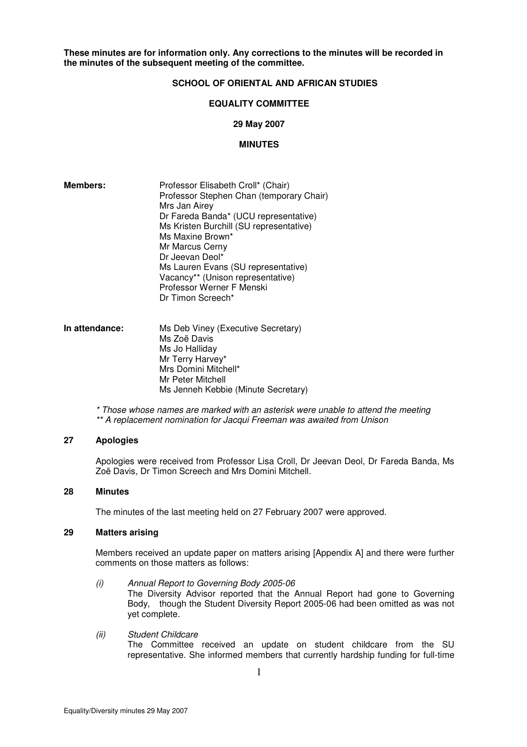**These minutes are for information only. Any corrections to the minutes will be recorded in the minutes of the subsequent meeting of the committee.**

**SCHOOL OF ORIENTAL AND AFRICAN STUDIES**

**EQUALITY COMMITTEE**

**29 May 2007**

**MINUTES**

**Members:**

Professor Elisabeth Croll* (Chair)
Professor Stephen Chan (temporary Chair)
Mrs Jan Airey
Dr Fareda Banda* (UCU representative)
Ms Kristen Burchill (SU representative)
Ms Maxine Brown*
Mr Marcus Cerny
Dr Jeevan Deol*
Ms Lauren Evans (SU representative)
Vacancy** (Unison representative)
Professor Werner F Menski
Dr Timon Screech*

**In attendance:**

Ms Deb Viney (Executive Secretary)
Ms Zoë Davis
Ms Jo Halliday
Mr Terry Harvey*
Mrs Domini Mitchell*
Mr Peter Mitchell
Ms Jenneh Kebbie (Minute Secretary)

*\* Those whose names are marked with an asterisk were unable to attend the meeting*
*\*\* A replacement nomination for Jacqui Freeman was awaited from Unison*

## 27 Apologies

Apologies were received from Professor Lisa Croll, Dr Jeevan Deol, Dr Fareda Banda, Ms Zoë Davis, Dr Timon Screech and Mrs Domini Mitchell.

## 28 Minutes

The minutes of the last meeting held on 27 February 2007 were approved.

## 29 Matters arising

Members received an update paper on matters arising [Appendix A] and there were further comments on those matters as follows:

(i) *Annual Report to Governing Body 2005-06*
The Diversity Advisor reported that the Annual Report had gone to Governing Body, though the Student Diversity Report 2005-06 had been omitted as was not yet complete.

(ii) *Student Childcare*
The Committee received an update on student childcare from the SU representative. She informed members that currently hardship funding for full-time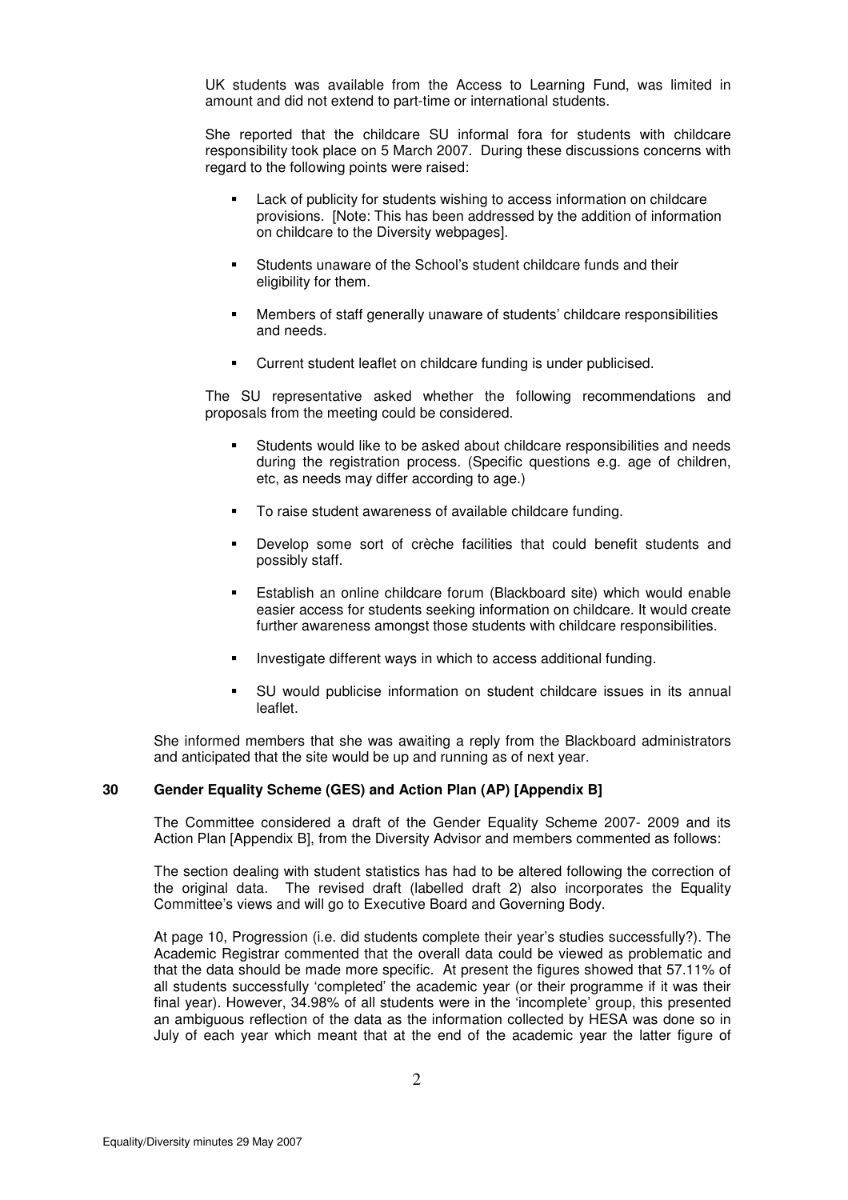UK students was available from the Access to Learning Fund, was limited in amount and did not extend to part-time or international students.

She reported that the childcare SU informal fora for students with childcare responsibility took place on 5 March 2007. During these discussions concerns with regard to the following points were raised:

- Lack of publicity for students wishing to access information on childcare provisions. [Note: This has been addressed by the addition of information on childcare to the Diversity webpages].
- Students unaware of the School's student childcare funds and their eligibility for them.
- Members of staff generally unaware of students' childcare responsibilities and needs.
- Current student leaflet on childcare funding is under publicised.

The SU representative asked whether the following recommendations and proposals from the meeting could be considered.

- Students would like to be asked about childcare responsibilities and needs during the registration process. (Specific questions e.g. age of children, etc, as needs may differ according to age.)
- To raise student awareness of available childcare funding.
- Develop some sort of crèche facilities that could benefit students and possibly staff.
- Establish an online childcare forum (Blackboard site) which would enable easier access for students seeking information on childcare. It would create further awareness amongst those students with childcare responsibilities.
- Investigate different ways in which to access additional funding.
- SU would publicise information on student childcare issues in its annual leaflet.

She informed members that she was awaiting a reply from the Blackboard administrators and anticipated that the site would be up and running as of next year.

**30 Gender Equality Scheme (GES) and Action Plan (AP) [Appendix B]**

The Committee considered a draft of the Gender Equality Scheme 2007- 2009 and its Action Plan [Appendix B], from the Diversity Advisor and members commented as follows:

The section dealing with student statistics has had to be altered following the correction of the original data. The revised draft (labelled draft 2) also incorporates the Equality Committee's views and will go to Executive Board and Governing Body.

At page 10, Progression (i.e. did students complete their year's studies successfully?). The Academic Registrar commented that the overall data could be viewed as problematic and that the data should be made more specific. At present the figures showed that 57.11% of all students successfully 'completed' the academic year (or their programme if it was their final year). However, 34.98% of all students were in the 'incomplete' group, this presented an ambiguous reflection of the data as the information collected by HESA was done so in July of each year which meant that at the end of the academic year the latter figure of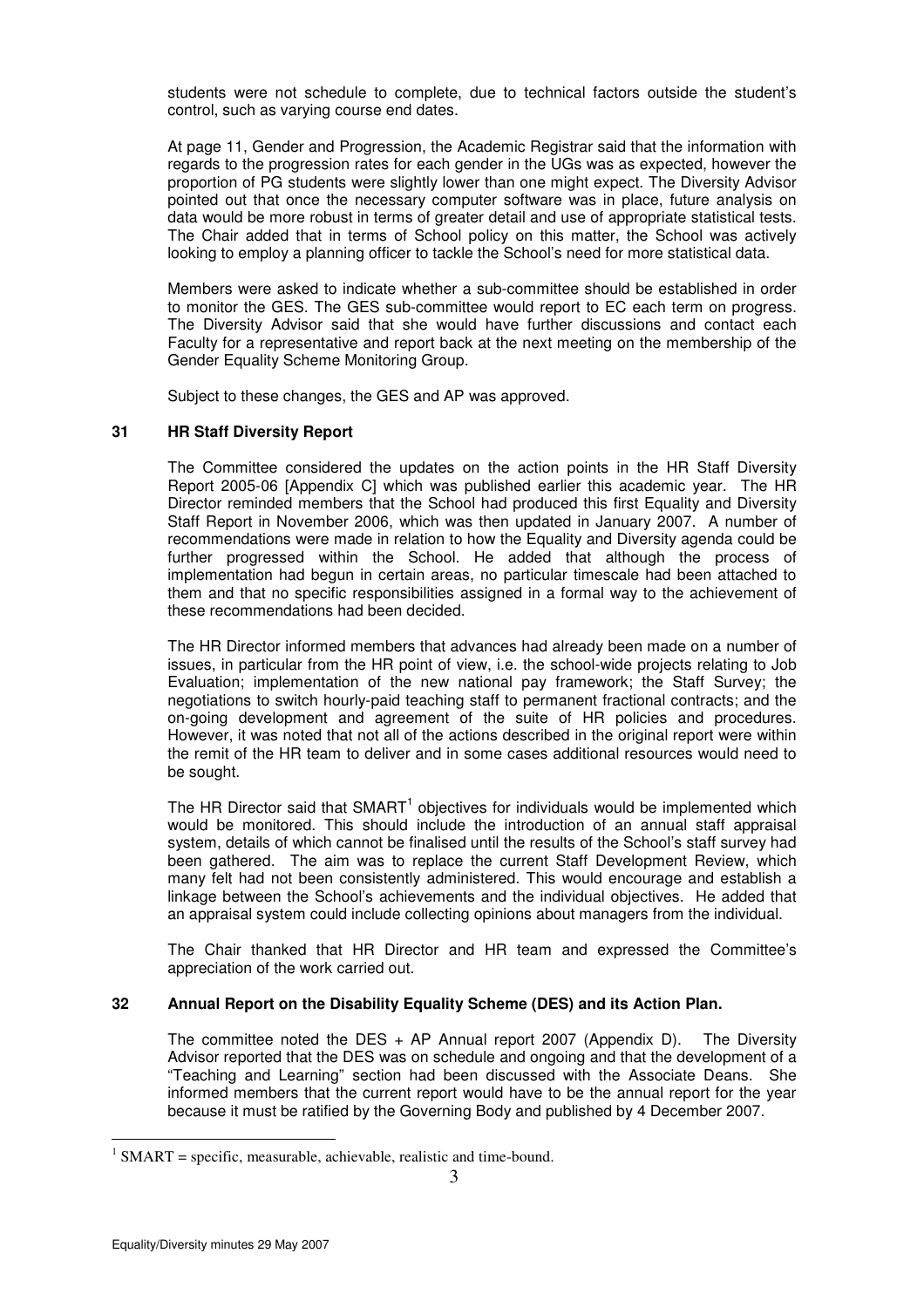students were not schedule to complete, due to technical factors outside the student's control, such as varying course end dates.

At page 11, Gender and Progression, the Academic Registrar said that the information with regards to the progression rates for each gender in the UGs was as expected, however the proportion of PG students were slightly lower than one might expect. The Diversity Advisor pointed out that once the necessary computer software was in place, future analysis on data would be more robust in terms of greater detail and use of appropriate statistical tests. The Chair added that in terms of School policy on this matter, the School was actively looking to employ a planning officer to tackle the School's need for more statistical data.

Members were asked to indicate whether a sub-committee should be established in order to monitor the GES. The GES sub-committee would report to EC each term on progress. The Diversity Advisor said that she would have further discussions and contact each Faculty for a representative and report back at the next meeting on the membership of the Gender Equality Scheme Monitoring Group.

Subject to these changes, the GES and AP was approved.

**31 HR Staff Diversity Report**

The Committee considered the updates on the action points in the HR Staff Diversity Report 2005-06 [Appendix C] which was published earlier this academic year. The HR Director reminded members that the School had produced this first Equality and Diversity Staff Report in November 2006, which was then updated in January 2007. A number of recommendations were made in relation to how the Equality and Diversity agenda could be further progressed within the School. He added that although the process of implementation had begun in certain areas, no particular timescale had been attached to them and that no specific responsibilities assigned in a formal way to the achievement of these recommendations had been decided.

The HR Director informed members that advances had already been made on a number of issues, in particular from the HR point of view, i.e. the school-wide projects relating to Job Evaluation; implementation of the new national pay framework; the Staff Survey; the negotiations to switch hourly-paid teaching staff to permanent fractional contracts; and the on-going development and agreement of the suite of HR policies and procedures. However, it was noted that not all of the actions described in the original report were within the remit of the HR team to deliver and in some cases additional resources would need to be sought.

The HR Director said that SMART[1] objectives for individuals would be implemented which would be monitored. This should include the introduction of an annual staff appraisal system, details of which cannot be finalised until the results of the School's staff survey had been gathered. The aim was to replace the current Staff Development Review, which many felt had not been consistently administered. This would encourage and establish a linkage between the School's achievements and the individual objectives. He added that an appraisal system could include collecting opinions about managers from the individual.

The Chair thanked that HR Director and HR team and expressed the Committee's appreciation of the work carried out.

**32 Annual Report on the Disability Equality Scheme (DES) and its Action Plan.**

The committee noted the DES + AP Annual report 2007 (Appendix D). The Diversity Advisor reported that the DES was on schedule and ongoing and that the development of a "Teaching and Learning" section had been discussed with the Associate Deans. She informed members that the current report would have to be the annual report for the year because it must be ratified by the Governing Body and published by 4 December 2007.

[1] SMART = specific, measurable, achievable, realistic and time-bound.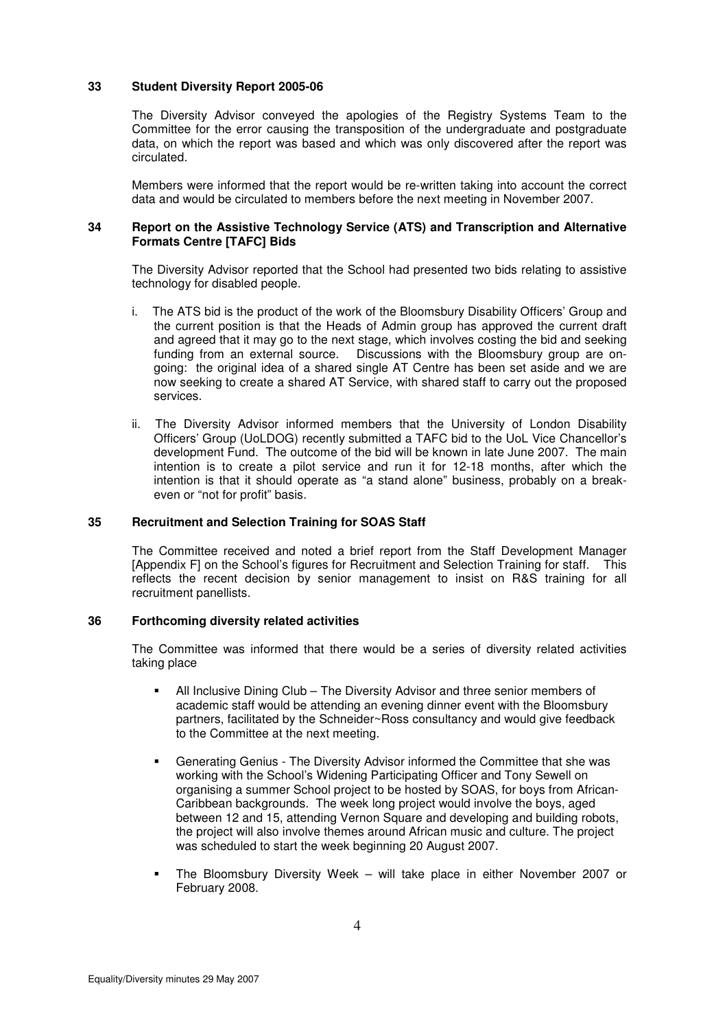## 33 Student Diversity Report 2005-06

The Diversity Advisor conveyed the apologies of the Registry Systems Team to the Committee for the error causing the transposition of the undergraduate and postgraduate data, on which the report was based and which was only discovered after the report was circulated.

Members were informed that the report would be re-written taking into account the correct data and would be circulated to members before the next meeting in November 2007.

## 34 Report on the Assistive Technology Service (ATS) and Transcription and Alternative Formats Centre [TAFC] Bids

The Diversity Advisor reported that the School had presented two bids relating to assistive technology for disabled people.

i. The ATS bid is the product of the work of the Bloomsbury Disability Officers' Group and the current position is that the Heads of Admin group has approved the current draft and agreed that it may go to the next stage, which involves costing the bid and seeking funding from an external source. Discussions with the Bloomsbury group are on-going: the original idea of a shared single AT Centre has been set aside and we are now seeking to create a shared AT Service, with shared staff to carry out the proposed services.

ii. The Diversity Advisor informed members that the University of London Disability Officers' Group (UoLDOG) recently submitted a TAFC bid to the UoL Vice Chancellor's development Fund. The outcome of the bid will be known in late June 2007. The main intention is to create a pilot service and run it for 12-18 months, after which the intention is that it should operate as "a stand alone" business, probably on a break-even or "not for profit" basis.

## 35 Recruitment and Selection Training for SOAS Staff

The Committee received and noted a brief report from the Staff Development Manager [Appendix F] on the School's figures for Recruitment and Selection Training for staff. This reflects the recent decision by senior management to insist on R&S training for all recruitment panellists.

## 36 Forthcoming diversity related activities

The Committee was informed that there would be a series of diversity related activities taking place

- All Inclusive Dining Club – The Diversity Advisor and three senior members of academic staff would be attending an evening dinner event with the Bloomsbury partners, facilitated by the Schneider~Ross consultancy and would give feedback to the Committee at the next meeting.
- Generating Genius - The Diversity Advisor informed the Committee that she was working with the School's Widening Participating Officer and Tony Sewell on organising a summer School project to be hosted by SOAS, for boys from African-Caribbean backgrounds. The week long project would involve the boys, aged between 12 and 15, attending Vernon Square and developing and building robots, the project will also involve themes around African music and culture. The project was scheduled to start the week beginning 20 August 2007.
- The Bloomsbury Diversity Week – will take place in either November 2007 or February 2008.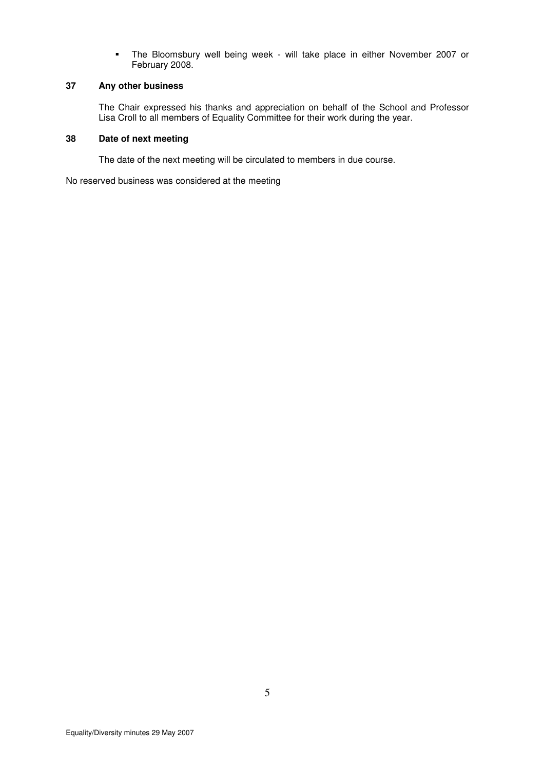- The Bloomsbury well being week - will take place in either November 2007 or February 2008.

**37 Any other business**

The Chair expressed his thanks and appreciation on behalf of the School and Professor Lisa Croll to all members of Equality Committee for their work during the year.

**38 Date of next meeting**

The date of the next meeting will be circulated to members in due course.

No reserved business was considered at the meeting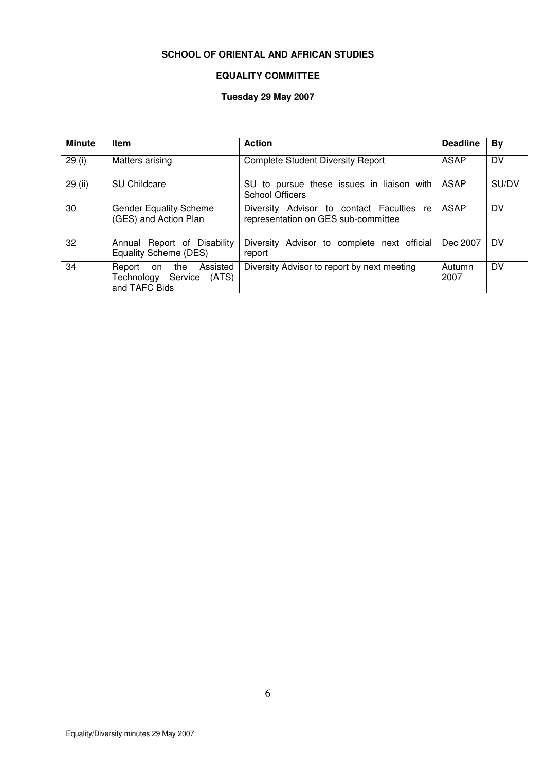**SCHOOL OF ORIENTAL AND AFRICAN STUDIES**

**EQUALITY COMMITTEE**

**Tuesday 29 May 2007**

| Minute | Item | Action | Deadline | By |
|---|---|---|---|---|
| 29 (i) | Matters arising | Complete Student Diversity Report | ASAP | DV |
| 29 (ii) | SU Childcare | SU to pursue these issues in liaison with School Officers | ASAP | SU/DV |
| 30 | Gender Equality Scheme (GES) and Action Plan | Diversity Advisor to contact Faculties re representation on GES sub-committee | ASAP | DV |
| 32 | Annual Report of Disability Equality Scheme (DES) | Diversity Advisor to complete next official report | Dec 2007 | DV |
| 34 | Report on the Assisted Technology Service (ATS) and TAFC Bids | Diversity Advisor to report by next meeting | Autumn 2007 | DV |